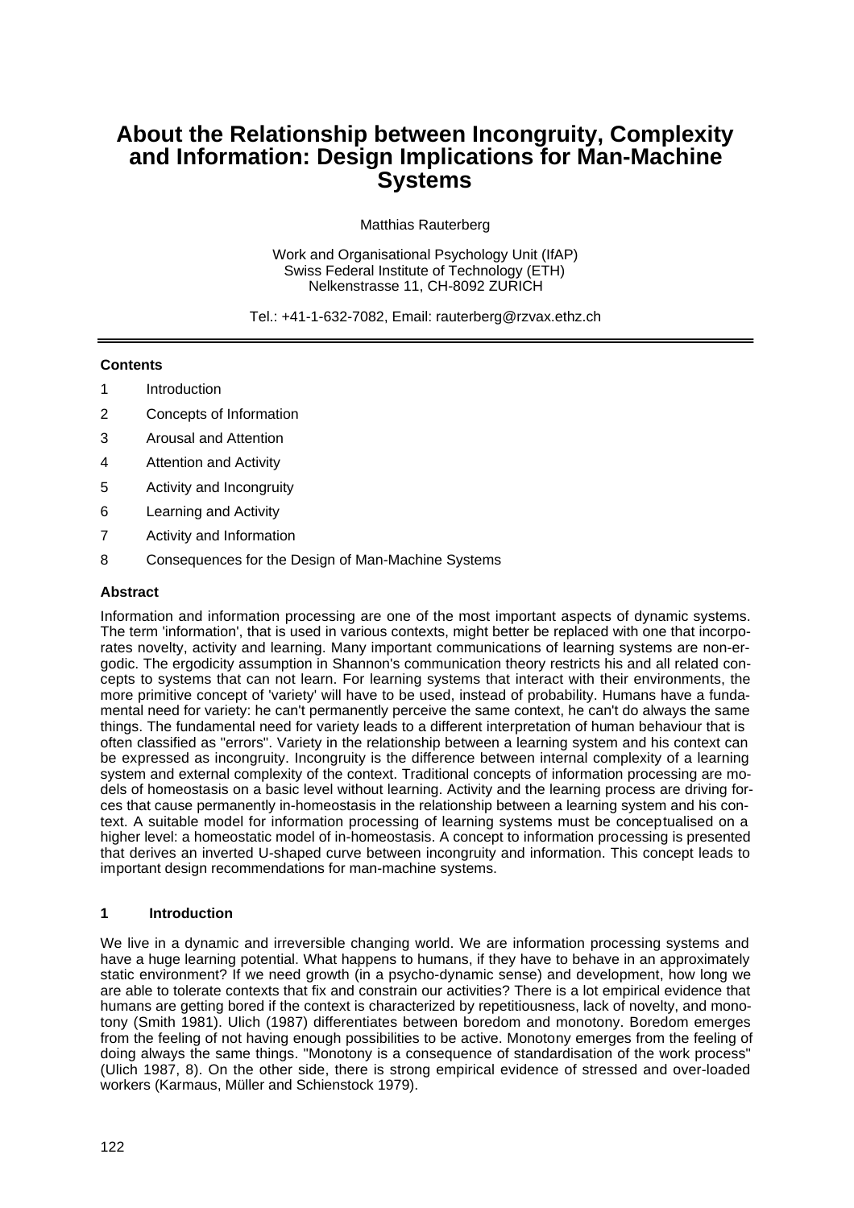# About the Relationship between Incongruity, Complexity and Information: Design Implications for Man-Machine Systems

Matthias Rauterberg

Work and Organisational Psychology Unit (IfAP)
Swiss Federal Institute of Technology (ETH)
Nelkenstrasse 11, CH-8092 ZURICH

Tel.: +41-1-632-7082, Email: rauterberg@rzvax.ethz.ch

**Contents**

1 Introduction

2 Concepts of Information

3 Arousal and Attention

4 Attention and Activity

5 Activity and Incongruity

6 Learning and Activity

7 Activity and Information

8 Consequences for the Design of Man-Machine Systems

**Abstract**

Information and information processing are one of the most important aspects of dynamic systems. The term 'information', that is used in various contexts, might better be replaced with one that incorporates novelty, activity and learning. Many important communications of learning systems are non-ergodic. The ergodicity assumption in Shannon's communication theory restricts his and all related concepts to systems that can not learn. For learning systems that interact with their environments, the more primitive concept of 'variety' will have to be used, instead of probability. Humans have a fundamental need for variety: he can't permanently perceive the same context, he can't do always the same things. The fundamental need for variety leads to a different interpretation of human behaviour that is often classified as "errors". Variety in the relationship between a learning system and his context can be expressed as incongruity. Incongruity is the difference between internal complexity of a learning system and external complexity of the context. Traditional concepts of information processing are models of homeostasis on a basic level without learning. Activity and the learning process are driving forces that cause permanently in-homeostasis in the relationship between a learning system and his context. A suitable model for information processing of learning systems must be conceptualised on a higher level: a homeostatic model of in-homeostasis. A concept to information processing is presented that derives an inverted U-shaped curve between incongruity and information. This concept leads to important design recommendations for man-machine systems.

## 1 Introduction

We live in a dynamic and irreversible changing world. We are information processing systems and have a huge learning potential. What happens to humans, if they have to behave in an approximately static environment? If we need growth (in a psycho-dynamic sense) and development, how long we are able to tolerate contexts that fix and constrain our activities? There is a lot empirical evidence that humans are getting bored if the context is characterized by repetitiousness, lack of novelty, and monotony (Smith 1981). Ulich (1987) differentiates between boredom and monotony. Boredom emerges from the feeling of not having enough possibilities to be active. Monotony emerges from the feeling of doing always the same things. "Monotony is a consequence of standardisation of the work process" (Ulich 1987, 8). On the other side, there is strong empirical evidence of stressed and over-loaded workers (Karmaus, Müller and Schienstock 1979).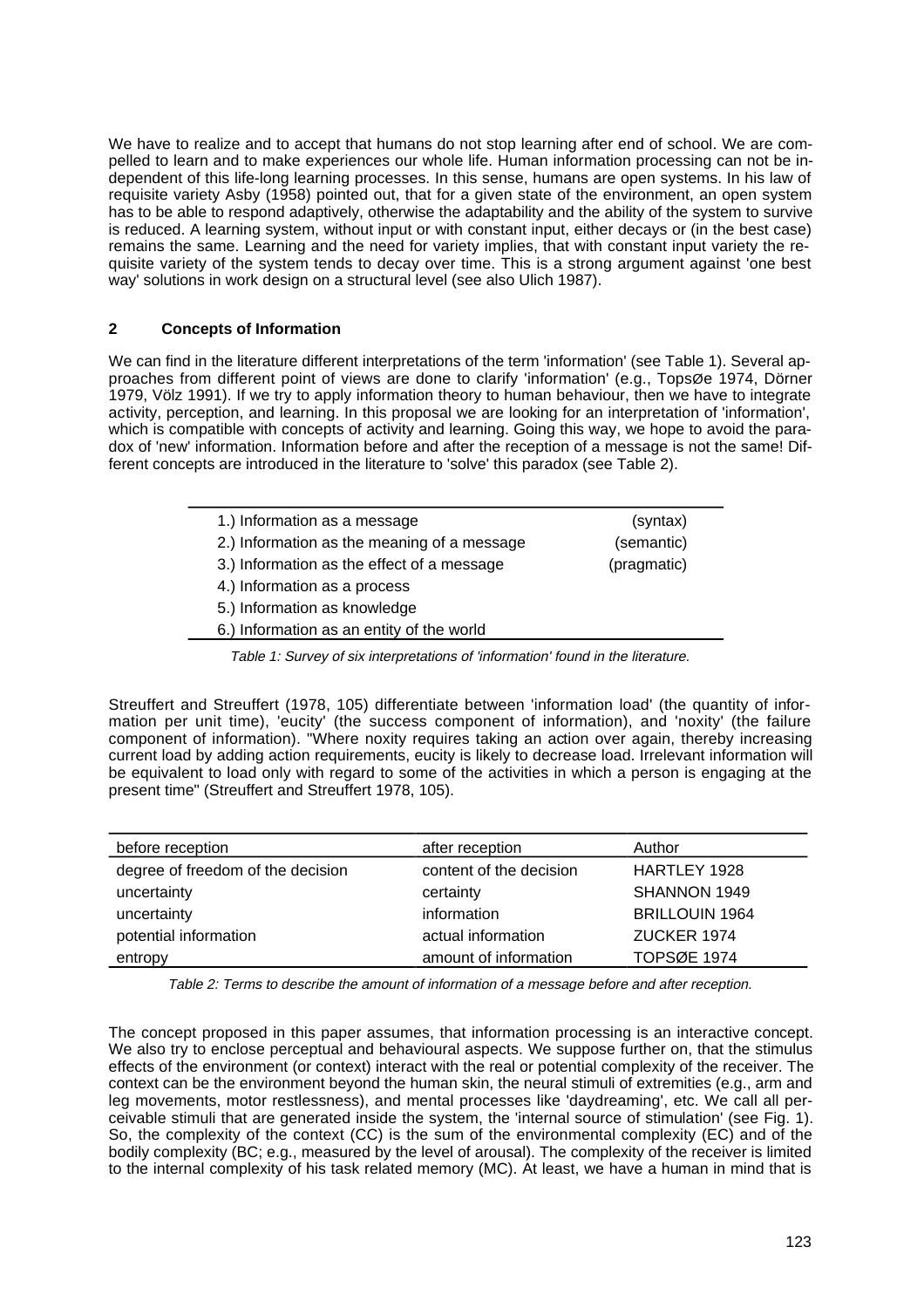We have to realize and to accept that humans do not stop learning after end of school. We are compelled to learn and to make experiences our whole life. Human information processing can not be independent of this life-long learning processes. In this sense, humans are open systems. In his law of requisite variety Asby (1958) pointed out, that for a given state of the environment, an open system has to be able to respond adaptively, otherwise the adaptability and the ability of the system to survive is reduced. A learning system, without input or with constant input, either decays or (in the best case) remains the same. Learning and the need for variety implies, that with constant input variety the requisite variety of the system tends to decay over time. This is a strong argument against 'one best way' solutions in work design on a structural level (see also Ulich 1987).

## 2 Concepts of Information

We can find in the literature different interpretations of the term 'information' (see Table 1). Several approaches from different point of views are done to clarify 'information' (e.g., TopsØe 1974, Dörner 1979, Völz 1991). If we try to apply information theory to human behaviour, then we have to integrate activity, perception, and learning. In this proposal we are looking for an interpretation of 'information', which is compatible with concepts of activity and learning. Going this way, we hope to avoid the paradox of 'new' information. Information before and after the reception of a message is not the same! Different concepts are introduced in the literature to 'solve' this paradox (see Table 2).

| | |
|---|---|
| 1.) Information as a message | (syntax) |
| 2.) Information as the meaning of a message | (semantic) |
| 3.) Information as the effect of a message | (pragmatic) |
| 4.) Information as a process | |
| 5.) Information as knowledge | |
| 6.) Information as an entity of the world | |

*Table 1: Survey of six interpretations of 'information' found in the literature.*

Streuffert and Streuffert (1978, 105) differentiate between 'information load' (the quantity of information per unit time), 'eucity' (the success component of information), and 'noxity' (the failure component of information). "Where noxity requires taking an action over again, thereby increasing current load by adding action requirements, eucity is likely to decrease load. Irrelevant information will be equivalent to load only with regard to some of the activities in which a person is engaging at the present time" (Streuffert and Streuffert 1978, 105).

| before reception | after reception | Author |
|---|---|---|
| degree of freedom of the decision | content of the decision | HARTLEY 1928 |
| uncertainty | certainty | SHANNON 1949 |
| uncertainty | information | BRILLOUIN 1964 |
| potential information | actual information | ZUCKER 1974 |
| entropy | amount of information | TOPSØE 1974 |

*Table 2: Terms to describe the amount of information of a message before and after reception.*

The concept proposed in this paper assumes, that information processing is an interactive concept. We also try to enclose perceptual and behavioural aspects. We suppose further on, that the stimulus effects of the environment (or context) interact with the real or potential complexity of the receiver. The context can be the environment beyond the human skin, the neural stimuli of extremities (e.g., arm and leg movements, motor restlessness), and mental processes like 'daydreaming', etc. We call all perceivable stimuli that are generated inside the system, the 'internal source of stimulation' (see Fig. 1). So, the complexity of the context (CC) is the sum of the environmental complexity (EC) and of the bodily complexity (BC; e.g., measured by the level of arousal). The complexity of the receiver is limited to the internal complexity of his task related memory (MC). At least, we have a human in mind that is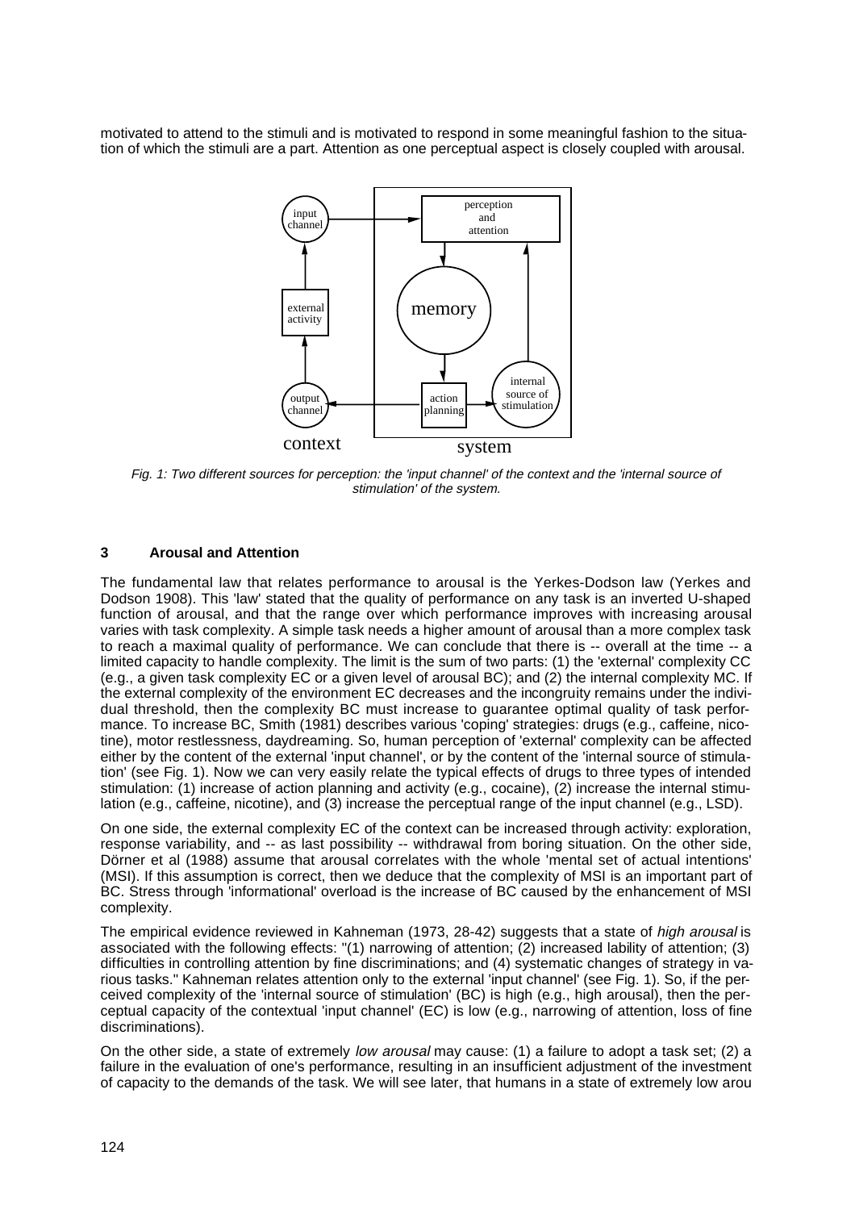motivated to attend to the stimuli and is motivated to respond in some meaningful fashion to the situation of which the stimuli are a part. Attention as one perceptual aspect is closely coupled with arousal.

*Fig. 1: Two different sources for perception: the 'input channel' of the context and the 'internal source of stimulation' of the system.*

### 3 Arousal and Attention

The fundamental law that relates performance to arousal is the Yerkes-Dodson law (Yerkes and Dodson 1908). This 'law' stated that the quality of performance on any task is an inverted U-shaped function of arousal, and that the range over which performance improves with increasing arousal varies with task complexity. A simple task needs a higher amount of arousal than a more complex task to reach a maximal quality of performance. We can conclude that there is -- overall at the time -- a limited capacity to handle complexity. The limit is the sum of two parts: (1) the 'external' complexity CC (e.g., a given task complexity EC or a given level of arousal BC); and (2) the internal complexity MC. If the external complexity of the environment EC decreases and the incongruity remains under the individual threshold, then the complexity BC must increase to guarantee optimal quality of task performance. To increase BC, Smith (1981) describes various 'coping' strategies: drugs (e.g., caffeine, nicotine), motor restlessness, daydreaming. So, human perception of 'external' complexity can be affected either by the content of the external 'input channel', or by the content of the 'internal source of stimulation' (see Fig. 1). Now we can very easily relate the typical effects of drugs to three types of intended stimulation: (1) increase of action planning and activity (e.g., cocaine), (2) increase the internal stimulation (e.g., caffeine, nicotine), and (3) increase the perceptual range of the input channel (e.g., LSD).

On one side, the external complexity EC of the context can be increased through activity: exploration, response variability, and -- as last possibility -- withdrawal from boring situation. On the other side, Dörner et al (1988) assume that arousal correlates with the whole 'mental set of actual intentions' (MSI). If this assumption is correct, then we deduce that the complexity of MSI is an important part of BC. Stress through 'informational' overload is the increase of BC caused by the enhancement of MSI complexity.

The empirical evidence reviewed in Kahneman (1973, 28-42) suggests that a state of *high arousal* is associated with the following effects: "(1) narrowing of attention; (2) increased lability of attention; (3) difficulties in controlling attention by fine discriminations; and (4) systematic changes of strategy in various tasks." Kahneman relates attention only to the external 'input channel' (see Fig. 1). So, if the perceived complexity of the 'internal source of stimulation' (BC) is high (e.g., high arousal), then the perceptual capacity of the contextual 'input channel' (EC) is low (e.g., narrowing of attention, loss of fine discriminations).

On the other side, a state of extremely *low arousal* may cause: (1) a failure to adopt a task set; (2) a failure in the evaluation of one's performance, resulting in an insufficient adjustment of the investment of capacity to the demands of the task. We will see later, that humans in a state of extremely low arou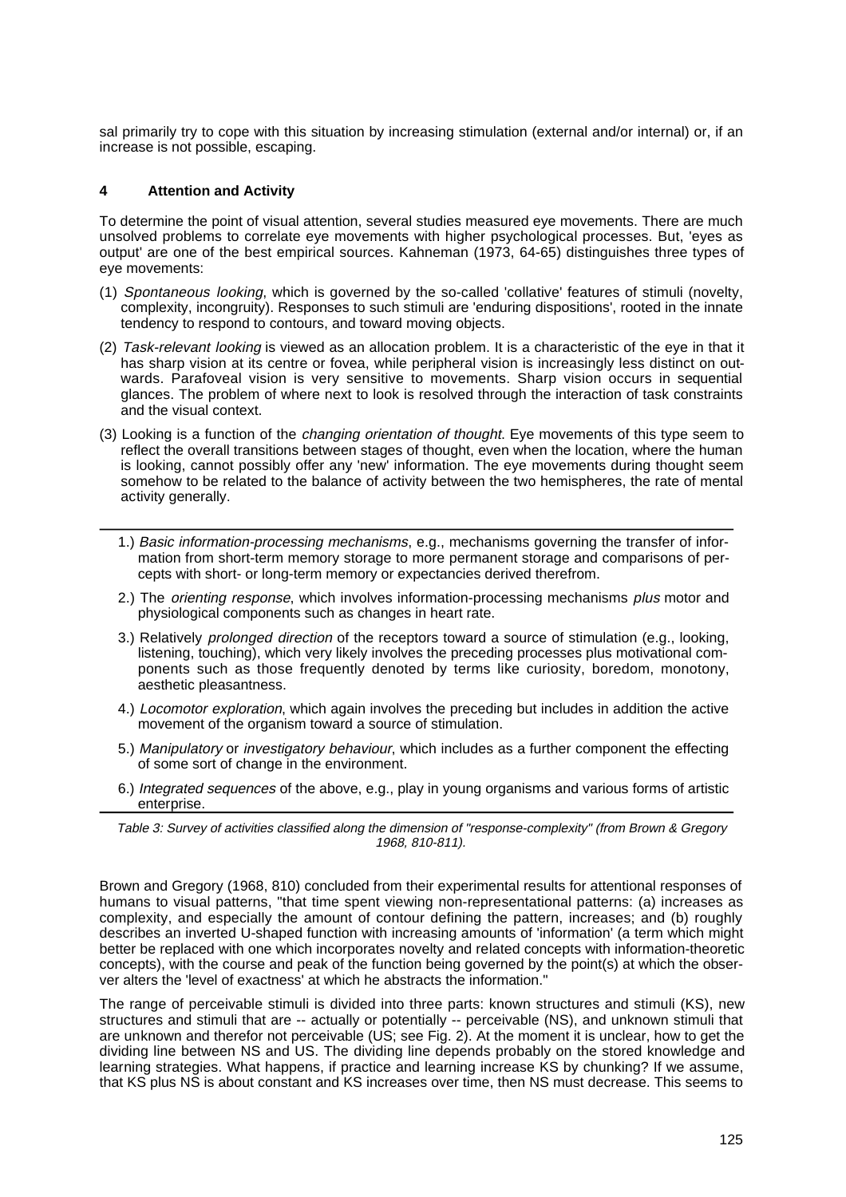sal primarily try to cope with this situation by increasing stimulation (external and/or internal) or, if an increase is not possible, escaping.

### 4 Attention and Activity

To determine the point of visual attention, several studies measured eye movements. There are much unsolved problems to correlate eye movements with higher psychological processes. But, 'eyes as output' are one of the best empirical sources. Kahneman (1973, 64-65) distinguishes three types of eye movements:

(1) *Spontaneous looking*, which is governed by the so-called 'collative' features of stimuli (novelty, complexity, incongruity). Responses to such stimuli are 'enduring dispositions', rooted in the innate tendency to respond to contours, and toward moving objects.

(2) *Task-relevant looking* is viewed as an allocation problem. It is a characteristic of the eye in that it has sharp vision at its centre or fovea, while peripheral vision is increasingly less distinct on outwards. Parafoveal vision is very sensitive to movements. Sharp vision occurs in sequential glances. The problem of where next to look is resolved through the interaction of task constraints and the visual context.

(3) Looking is a function of the *changing orientation of thought*. Eye movements of this type seem to reflect the overall transitions between stages of thought, even when the location, where the human is looking, cannot possibly offer any 'new' information. The eye movements during thought seem somehow to be related to the balance of activity between the two hemispheres, the rate of mental activity generally.

---

1.) *Basic information-processing mechanisms*, e.g., mechanisms governing the transfer of information from short-term memory storage to more permanent storage and comparisons of percepts with short- or long-term memory or expectancies derived therefrom.

2.) The *orienting response*, which involves information-processing mechanisms *plus* motor and physiological components such as changes in heart rate.

3.) Relatively *prolonged direction* of the receptors toward a source of stimulation (e.g., looking, listening, touching), which very likely involves the preceding processes plus motivational components such as those frequently denoted by terms like curiosity, boredom, monotony, aesthetic pleasantness.

4.) *Locomotor exploration*, which again involves the preceding but includes in addition the active movement of the organism toward a source of stimulation.

5.) *Manipulatory* or *investigatory behaviour*, which includes as a further component the effecting of some sort of change in the environment.

6.) *Integrated sequences* of the above, e.g., play in young organisms and various forms of artistic enterprise.

---

*Table 3: Survey of activities classified along the dimension of "response-complexity" (from Brown & Gregory 1968, 810-811).*

Brown and Gregory (1968, 810) concluded from their experimental results for attentional responses of humans to visual patterns, "that time spent viewing non-representational patterns: (a) increases as complexity, and especially the amount of contour defining the pattern, increases; and (b) roughly describes an inverted U-shaped function with increasing amounts of 'information' (a term which might better be replaced with one which incorporates novelty and related concepts with information-theoretic concepts), with the course and peak of the function being governed by the point(s) at which the observer alters the 'level of exactness' at which he abstracts the information."

The range of perceivable stimuli is divided into three parts: known structures and stimuli (KS), new structures and stimuli that are -- actually or potentially -- perceivable (NS), and unknown stimuli that are unknown and therefor not perceivable (US; see Fig. 2). At the moment it is unclear, how to get the dividing line between NS and US. The dividing line depends probably on the stored knowledge and learning strategies. What happens, if practice and learning increase KS by chunking? If we assume, that KS plus NS is about constant and KS increases over time, then NS must decrease. This seems to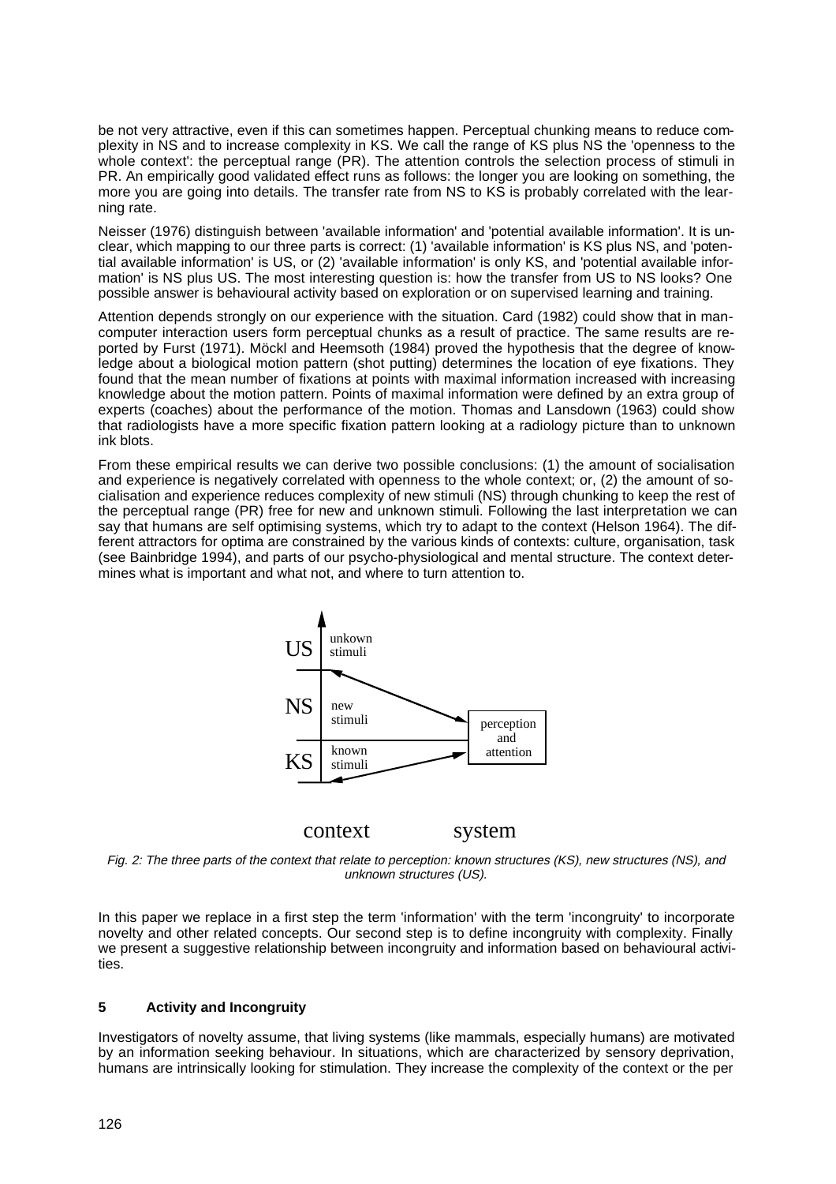be not very attractive, even if this can sometimes happen. Perceptual chunking means to reduce complexity in NS and to increase complexity in KS. We call the range of KS plus NS the 'openness to the whole context': the perceptual range (PR). The attention controls the selection process of stimuli in PR. An empirically good validated effect runs as follows: the longer you are looking on something, the more you are going into details. The transfer rate from NS to KS is probably correlated with the learning rate.

Neisser (1976) distinguish between 'available information' and 'potential available information'. It is unclear, which mapping to our three parts is correct: (1) 'available information' is KS plus NS, and 'potential available information' is US, or (2) 'available information' is only KS, and 'potential available information' is NS plus US. The most interesting question is: how the transfer from US to NS looks? One possible answer is behavioural activity based on exploration or on supervised learning and training.

Attention depends strongly on our experience with the situation. Card (1982) could show that in man-computer interaction users form perceptual chunks as a result of practice. The same results are reported by Furst (1971). Möckl and Heemsoth (1984) proved the hypothesis that the degree of knowledge about a biological motion pattern (shot putting) determines the location of eye fixations. They found that the mean number of fixations at points with maximal information increased with increasing knowledge about the motion pattern. Points of maximal information were defined by an extra group of experts (coaches) about the performance of the motion. Thomas and Lansdown (1963) could show that radiologists have a more specific fixation pattern looking at a radiology picture than to unknown ink blots.

From these empirical results we can derive two possible conclusions: (1) the amount of socialisation and experience is negatively correlated with openness to the whole context; or, (2) the amount of socialisation and experience reduces complexity of new stimuli (NS) through chunking to keep the rest of the perceptual range (PR) free for new and unknown stimuli. Following the last interpretation we can say that humans are self optimising systems, which try to adapt to the context (Helson 1964). The different attractors for optima are constrained by the various kinds of contexts: culture, organisation, task (see Bainbridge 1994), and parts of our psycho-physiological and mental structure. The context determines what is important and what not, and where to turn attention to.

US — unkown stimuli
NS — new stimuli
KS — known stimuli
perception and attention

context system

*Fig. 2: The three parts of the context that relate to perception: known structures (KS), new structures (NS), and unknown structures (US).*

In this paper we replace in a first step the term 'information' with the term 'incongruity' to incorporate novelty and other related concepts. Our second step is to define incongruity with complexity. Finally we present a suggestive relationship between incongruity and information based on behavioural activities.

## 5 Activity and Incongruity

Investigators of novelty assume, that living systems (like mammals, especially humans) are motivated by an information seeking behaviour. In situations, which are characterized by sensory deprivation, humans are intrinsically looking for stimulation. They increase the complexity of the context or the per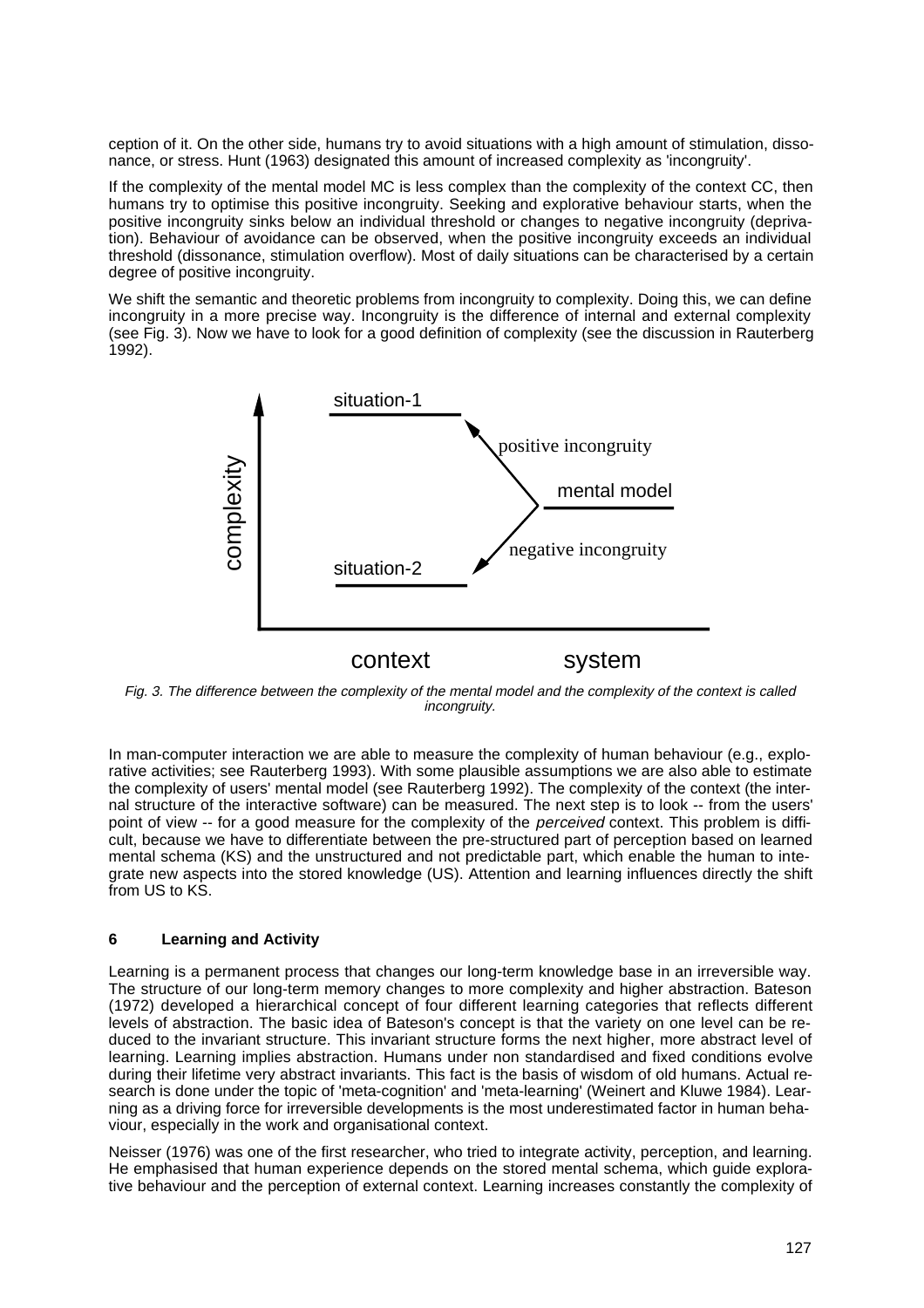ception of it. On the other side, humans try to avoid situations with a high amount of stimulation, dissonance, or stress. Hunt (1963) designated this amount of increased complexity as 'incongruity'.

If the complexity of the mental model MC is less complex than the complexity of the context CC, then humans try to optimise this positive incongruity. Seeking and explorative behaviour starts, when the positive incongruity sinks below an individual threshold or changes to negative incongruity (deprivation). Behaviour of avoidance can be observed, when the positive incongruity exceeds an individual threshold (dissonance, stimulation overflow). Most of daily situations can be characterised by a certain degree of positive incongruity.

We shift the semantic and theoretic problems from incongruity to complexity. Doing this, we can define incongruity in a more precise way. Incongruity is the difference of internal and external complexity (see Fig. 3). Now we have to look for a good definition of complexity (see the discussion in Rauterberg 1992).

*Fig. 3. The difference between the complexity of the mental model and the complexity of the context is called incongruity.*

In man-computer interaction we are able to measure the complexity of human behaviour (e.g., explorative activities; see Rauterberg 1993). With some plausible assumptions we are also able to estimate the complexity of users' mental model (see Rauterberg 1992). The complexity of the context (the internal structure of the interactive software) can be measured. The next step is to look -- from the users' point of view -- for a good measure for the complexity of the *perceived* context. This problem is difficult, because we have to differentiate between the pre-structured part of perception based on learned mental schema (KS) and the unstructured and not predictable part, which enable the human to integrate new aspects into the stored knowledge (US). Attention and learning influences directly the shift from US to KS.

## 6 Learning and Activity

Learning is a permanent process that changes our long-term knowledge base in an irreversible way. The structure of our long-term memory changes to more complexity and higher abstraction. Bateson (1972) developed a hierarchical concept of four different learning categories that reflects different levels of abstraction. The basic idea of Bateson's concept is that the variety on one level can be reduced to the invariant structure. This invariant structure forms the next higher, more abstract level of learning. Learning implies abstraction. Humans under non standardised and fixed conditions evolve during their lifetime very abstract invariants. This fact is the basis of wisdom of old humans. Actual research is done under the topic of 'meta-cognition' and 'meta-learning' (Weinert and Kluwe 1984). Learning as a driving force for irreversible developments is the most underestimated factor in human behaviour, especially in the work and organisational context.

Neisser (1976) was one of the first researcher, who tried to integrate activity, perception, and learning. He emphasised that human experience depends on the stored mental schema, which guide explorative behaviour and the perception of external context. Learning increases constantly the complexity of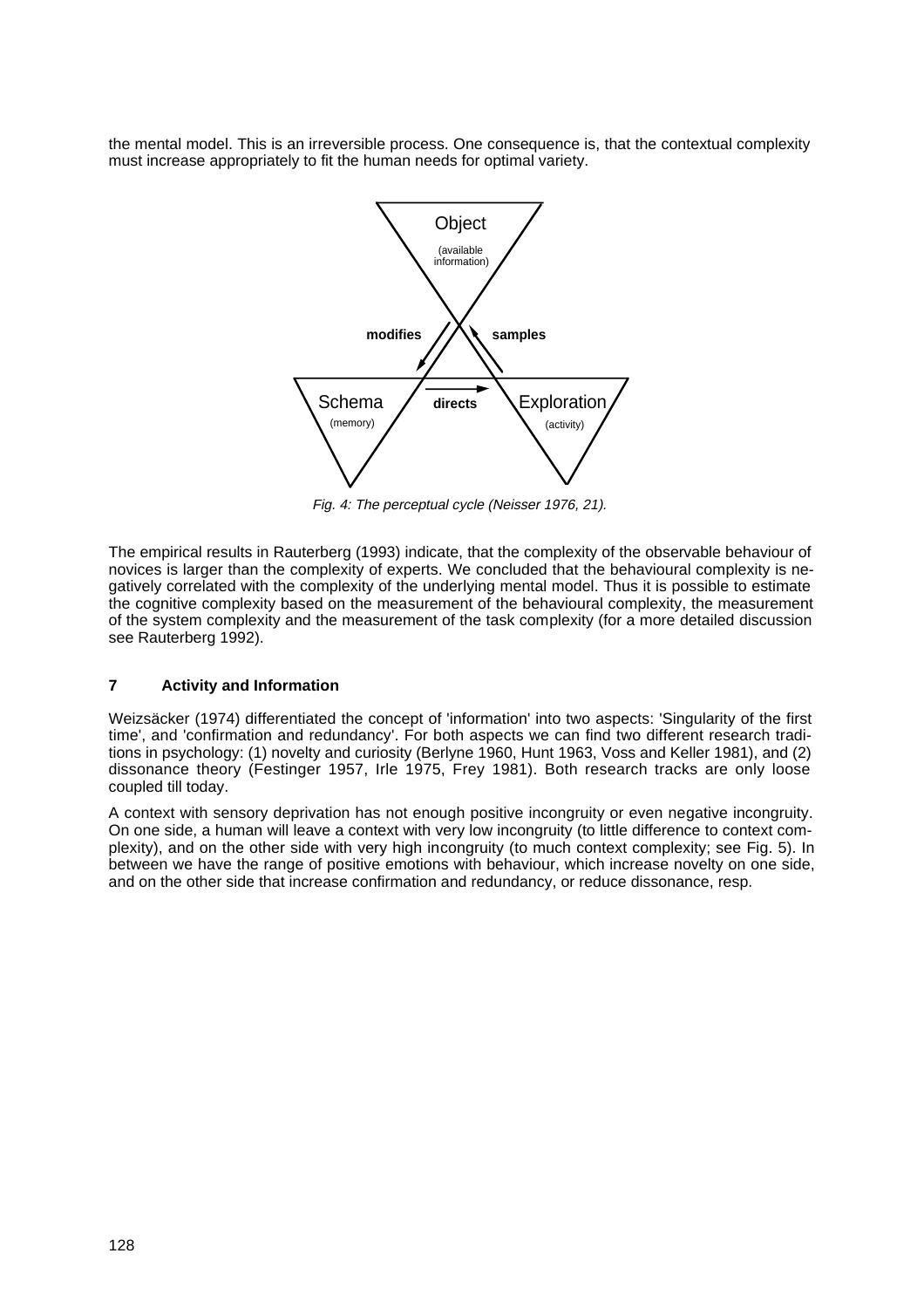the mental model. This is an irreversible process. One consequence is, that the contextual complexity must increase appropriately to fit the human needs for optimal variety.

*Fig. 4: The perceptual cycle (Neisser 1976, 21).*

The empirical results in Rauterberg (1993) indicate, that the complexity of the observable behaviour of novices is larger than the complexity of experts. We concluded that the behavioural complexity is negatively correlated with the complexity of the underlying mental model. Thus it is possible to estimate the cognitive complexity based on the measurement of the behavioural complexity, the measurement of the system complexity and the measurement of the task complexity (for a more detailed discussion see Rauterberg 1992).

## 7 Activity and Information

Weizsäcker (1974) differentiated the concept of 'information' into two aspects: 'Singularity of the first time', and 'confirmation and redundancy'. For both aspects we can find two different research traditions in psychology: (1) novelty and curiosity (Berlyne 1960, Hunt 1963, Voss and Keller 1981), and (2) dissonance theory (Festinger 1957, Irle 1975, Frey 1981). Both research tracks are only loose coupled till today.

A context with sensory deprivation has not enough positive incongruity or even negative incongruity. On one side, a human will leave a context with very low incongruity (to little difference to context complexity), and on the other side with very high incongruity (to much context complexity; see Fig. 5). In between we have the range of positive emotions with behaviour, which increase novelty on one side, and on the other side that increase confirmation and redundancy, or reduce dissonance, resp.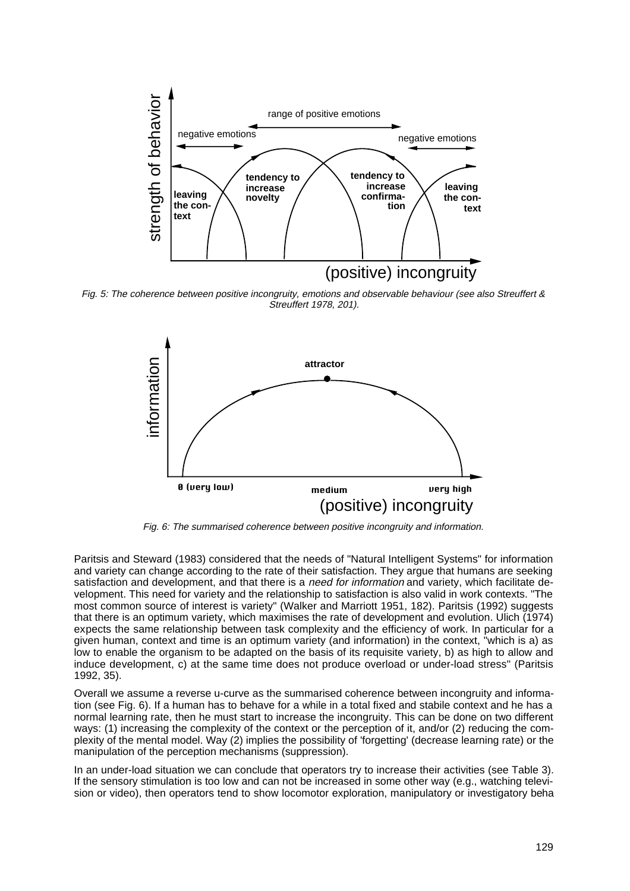Fig. 5: The coherence between positive incongruity, emotions and observable behaviour (see also Streuffert & Streuffert 1978, 201).

Fig. 6: The summarised coherence between positive incongruity and information.

Paritsis and Steward (1983) considered that the needs of "Natural Intelligent Systems" for information and variety can change according to the rate of their satisfaction. They argue that humans are seeking satisfaction and development, and that there is a *need for information* and variety, which facilitate development. This need for variety and the relationship to satisfaction is also valid in work contexts. "The most common source of interest is variety" (Walker and Marriott 1951, 182). Paritsis (1992) suggests that there is an optimum variety, which maximises the rate of development and evolution. Ulich (1974) expects the same relationship between task complexity and the efficiency of work. In particular for a given human, context and time is an optimum variety (and information) in the context, "which is a) as low to enable the organism to be adapted on the basis of its requisite variety, b) as high to allow and induce development, c) at the same time does not produce overload or under-load stress" (Paritsis 1992, 35).

Overall we assume a reverse u-curve as the summarised coherence between incongruity and information (see Fig. 6). If a human has to behave for a while in a total fixed and stabile context and he has a normal learning rate, then he must start to increase the incongruity. This can be done on two different ways: (1) increasing the complexity of the context or the perception of it, and/or (2) reducing the complexity of the mental model. Way (2) implies the possibility of 'forgetting' (decrease learning rate) or the manipulation of the perception mechanisms (suppression).

In an under-load situation we can conclude that operators try to increase their activities (see Table 3). If the sensory stimulation is too low and can not be increased in some other way (e.g., watching television or video), then operators tend to show locomotor exploration, manipulatory or investigatory beha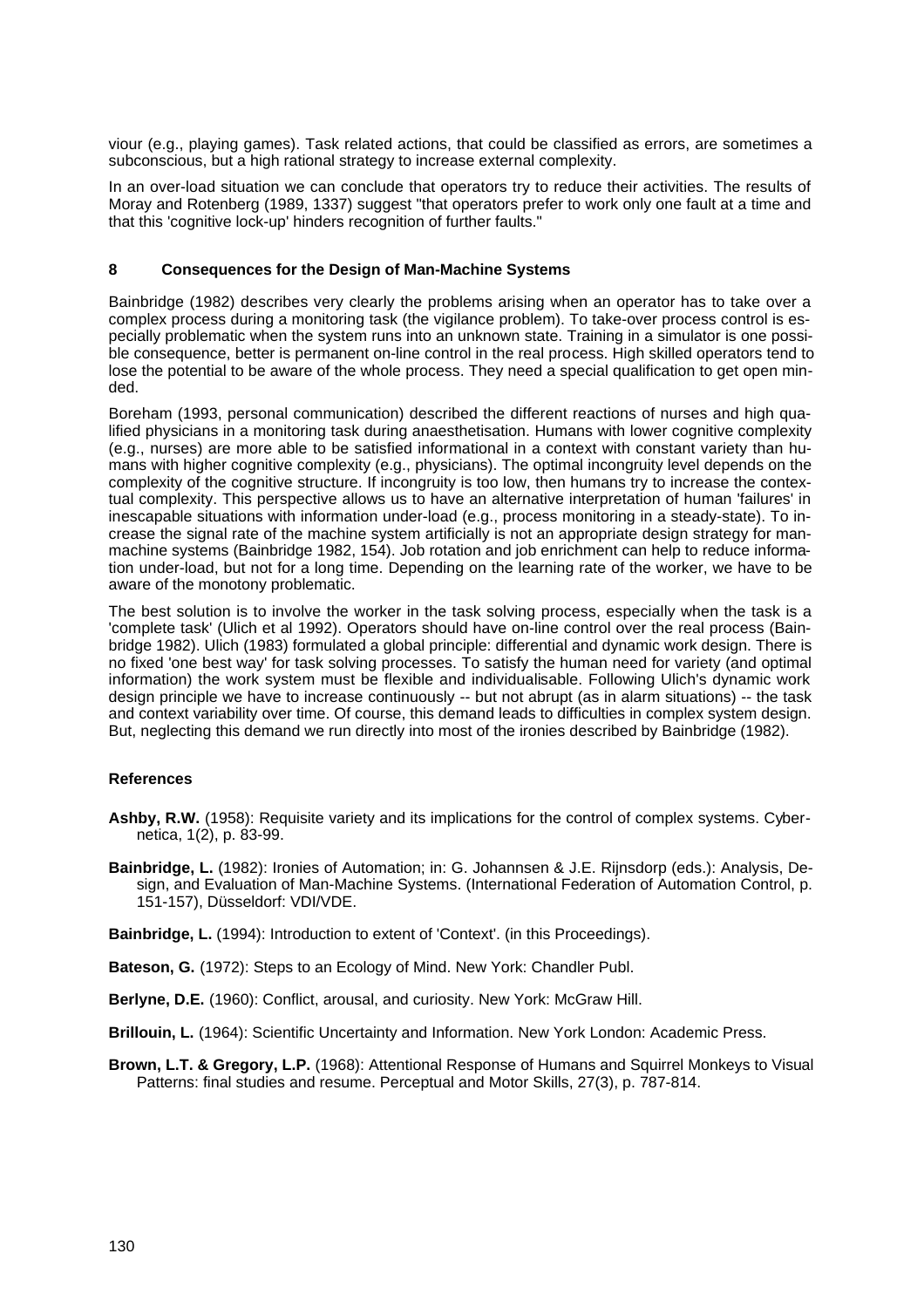viour (e.g., playing games). Task related actions, that could be classified as errors, are sometimes a subconscious, but a high rational strategy to increase external complexity.

In an over-load situation we can conclude that operators try to reduce their activities. The results of Moray and Rotenberg (1989, 1337) suggest "that operators prefer to work only one fault at a time and that this 'cognitive lock-up' hinders recognition of further faults."

## 8 Consequences for the Design of Man-Machine Systems

Bainbridge (1982) describes very clearly the problems arising when an operator has to take over a complex process during a monitoring task (the vigilance problem). To take-over process control is especially problematic when the system runs into an unknown state. Training in a simulator is one possible consequence, better is permanent on-line control in the real process. High skilled operators tend to lose the potential to be aware of the whole process. They need a special qualification to get open minded.

Boreham (1993, personal communication) described the different reactions of nurses and high qualified physicians in a monitoring task during anaesthetisation. Humans with lower cognitive complexity (e.g., nurses) are more able to be satisfied informational in a context with constant variety than humans with higher cognitive complexity (e.g., physicians). The optimal incongruity level depends on the complexity of the cognitive structure. If incongruity is too low, then humans try to increase the contextual complexity. This perspective allows us to have an alternative interpretation of human 'failures' in inescapable situations with information under-load (e.g., process monitoring in a steady-state). To increase the signal rate of the machine system artificially is not an appropriate design strategy for man-machine systems (Bainbridge 1982, 154). Job rotation and job enrichment can help to reduce information under-load, but not for a long time. Depending on the learning rate of the worker, we have to be aware of the monotony problematic.

The best solution is to involve the worker in the task solving process, especially when the task is a 'complete task' (Ulich et al 1992). Operators should have on-line control over the real process (Bainbridge 1982). Ulich (1983) formulated a global principle: differential and dynamic work design. There is no fixed 'one best way' for task solving processes. To satisfy the human need for variety (and optimal information) the work system must be flexible and individualisable. Following Ulich's dynamic work design principle we have to increase continuously -- but not abrupt (as in alarm situations) -- the task and context variability over time. Of course, this demand leads to difficulties in complex system design. But, neglecting this demand we run directly into most of the ironies described by Bainbridge (1982).

## References

**Ashby, R.W.** (1958): Requisite variety and its implications for the control of complex systems. Cybernetica, 1(2), p. 83-99.

**Bainbridge, L.** (1982): Ironies of Automation; in: G. Johannsen & J.E. Rijnsdorp (eds.): Analysis, Design, and Evaluation of Man-Machine Systems. (International Federation of Automation Control, p. 151-157), Düsseldorf: VDI/VDE.

**Bainbridge, L.** (1994): Introduction to extent of 'Context'. (in this Proceedings).

**Bateson, G.** (1972): Steps to an Ecology of Mind. New York: Chandler Publ.

**Berlyne, D.E.** (1960): Conflict, arousal, and curiosity. New York: McGraw Hill.

**Brillouin, L.** (1964): Scientific Uncertainty and Information. New York London: Academic Press.

**Brown, L.T. & Gregory, L.P.** (1968): Attentional Response of Humans and Squirrel Monkeys to Visual Patterns: final studies and resume. Perceptual and Motor Skills, 27(3), p. 787-814.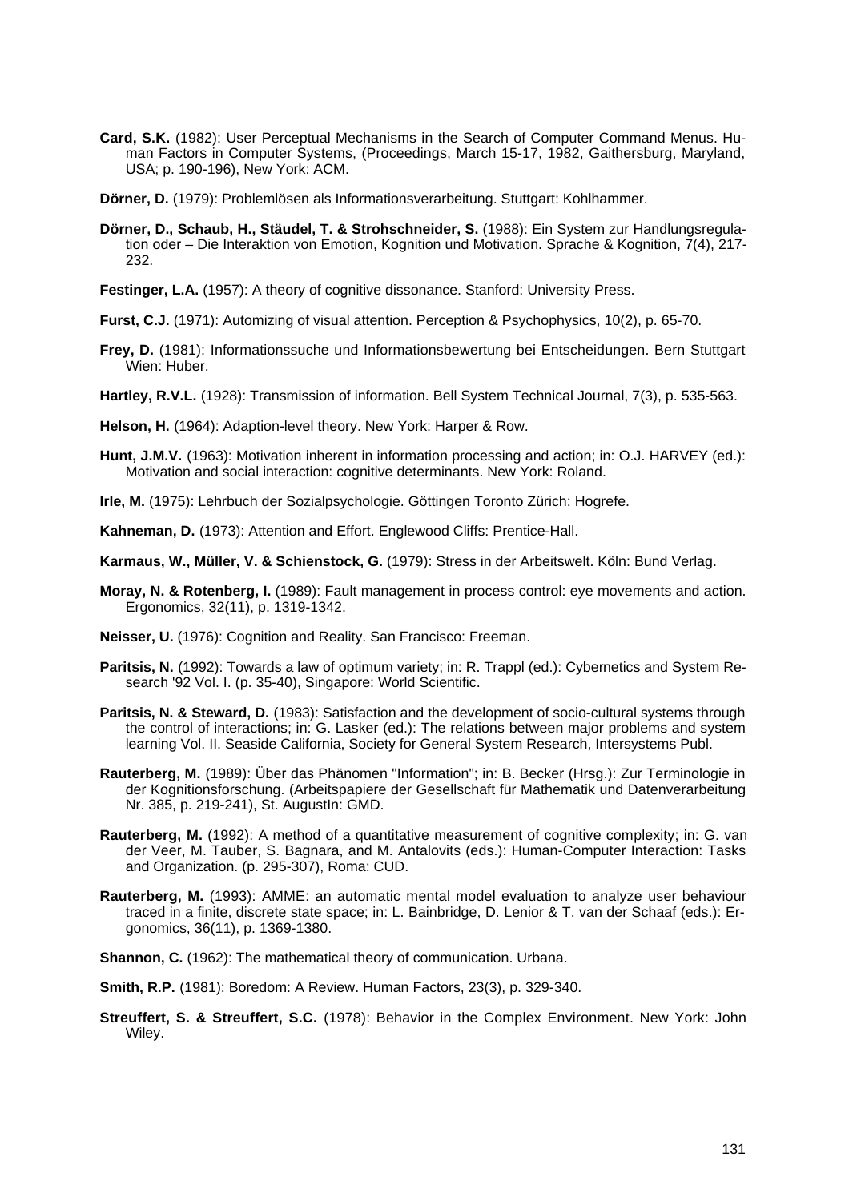**Card, S.K.** (1982): User Perceptual Mechanisms in the Search of Computer Command Menus. Human Factors in Computer Systems, (Proceedings, March 15-17, 1982, Gaithersburg, Maryland, USA; p. 190-196), New York: ACM.

**Dörner, D.** (1979): Problemlösen als Informationsverarbeitung. Stuttgart: Kohlhammer.

**Dörner, D., Schaub, H., Stäudel, T. & Strohschneider, S.** (1988): Ein System zur Handlungsregulation oder – Die Interaktion von Emotion, Kognition und Motivation. Sprache & Kognition, 7(4), 217-232.

**Festinger, L.A.** (1957): A theory of cognitive dissonance. Stanford: University Press.

**Furst, C.J.** (1971): Automizing of visual attention. Perception & Psychophysics, 10(2), p. 65-70.

**Frey, D.** (1981): Informationssuche und Informationsbewertung bei Entscheidungen. Bern Stuttgart Wien: Huber.

**Hartley, R.V.L.** (1928): Transmission of information. Bell System Technical Journal, 7(3), p. 535-563.

**Helson, H.** (1964): Adaption-level theory. New York: Harper & Row.

**Hunt, J.M.V.** (1963): Motivation inherent in information processing and action; in: O.J. HARVEY (ed.): Motivation and social interaction: cognitive determinants. New York: Roland.

**Irle, M.** (1975): Lehrbuch der Sozialpsychologie. Göttingen Toronto Zürich: Hogrefe.

**Kahneman, D.** (1973): Attention and Effort. Englewood Cliffs: Prentice-Hall.

**Karmaus, W., Müller, V. & Schienstock, G.** (1979): Stress in der Arbeitswelt. Köln: Bund Verlag.

**Moray, N. & Rotenberg, I.** (1989): Fault management in process control: eye movements and action. Ergonomics, 32(11), p. 1319-1342.

**Neisser, U.** (1976): Cognition and Reality. San Francisco: Freeman.

**Paritsis, N.** (1992): Towards a law of optimum variety; in: R. Trappl (ed.): Cybernetics and System Research '92 Vol. I. (p. 35-40), Singapore: World Scientific.

**Paritsis, N. & Steward, D.** (1983): Satisfaction and the development of socio-cultural systems through the control of interactions; in: G. Lasker (ed.): The relations between major problems and system learning Vol. II. Seaside California, Society for General System Research, Intersystems Publ.

**Rauterberg, M.** (1989): Über das Phänomen "Information"; in: B. Becker (Hrsg.): Zur Terminologie in der Kognitionsforschung. (Arbeitspapiere der Gesellschaft für Mathematik und Datenverarbeitung Nr. 385, p. 219-241), St. AugustIn: GMD.

**Rauterberg, M.** (1992): A method of a quantitative measurement of cognitive complexity; in: G. van der Veer, M. Tauber, S. Bagnara, and M. Antalovits (eds.): Human-Computer Interaction: Tasks and Organization. (p. 295-307), Roma: CUD.

**Rauterberg, M.** (1993): AMME: an automatic mental model evaluation to analyze user behaviour traced in a finite, discrete state space; in: L. Bainbridge, D. Lenior & T. van der Schaaf (eds.): Ergonomics, 36(11), p. 1369-1380.

**Shannon, C.** (1962): The mathematical theory of communication. Urbana.

**Smith, R.P.** (1981): Boredom: A Review. Human Factors, 23(3), p. 329-340.

**Streuffert, S. & Streuffert, S.C.** (1978): Behavior in the Complex Environment. New York: John Wiley.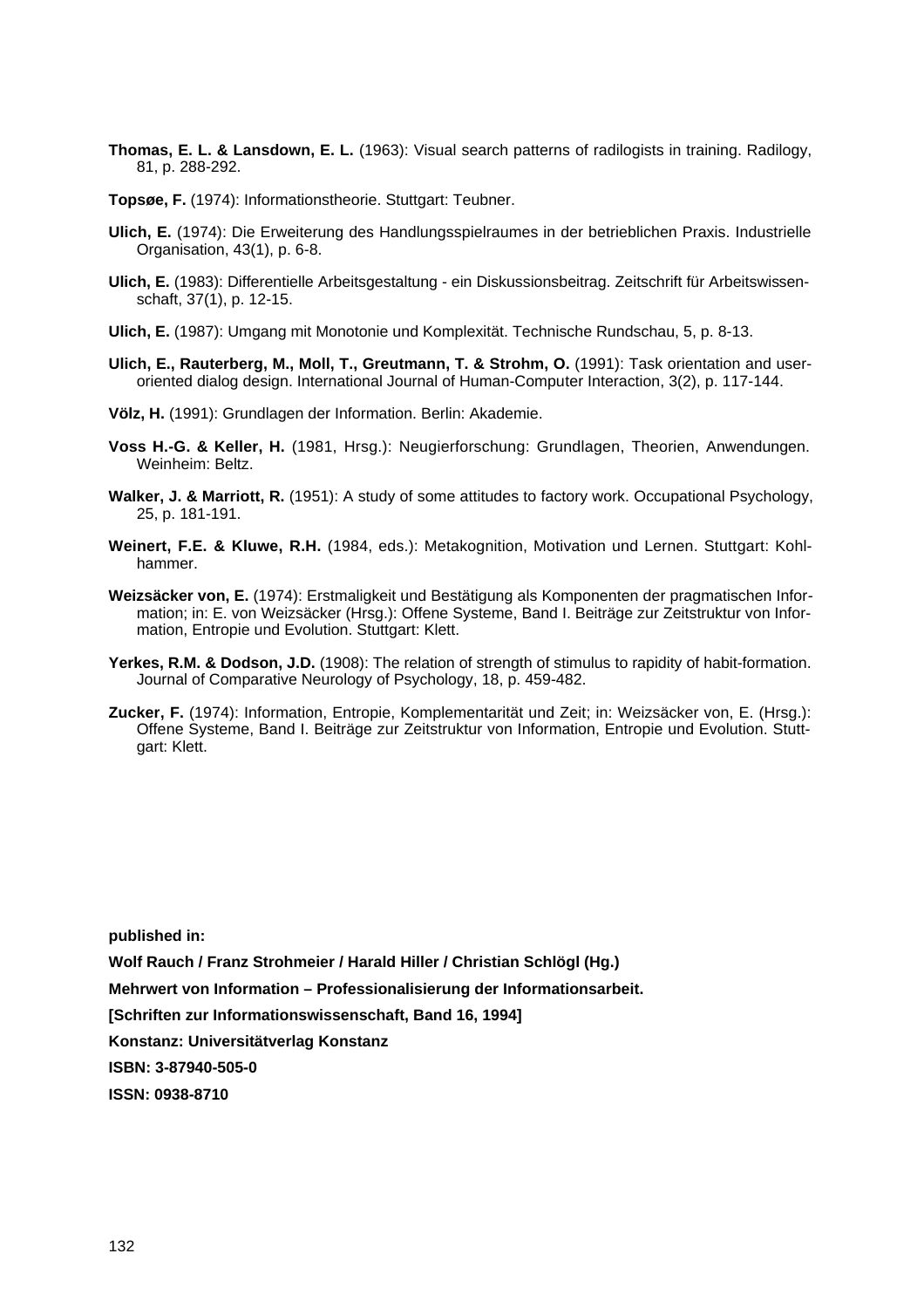**Thomas, E. L. & Lansdown, E. L.** (1963): Visual search patterns of radilogists in training. Radilogy, 81, p. 288-292.

**Topsøe, F.** (1974): Informationstheorie. Stuttgart: Teubner.

**Ulich, E.** (1974): Die Erweiterung des Handlungsspielraumes in der betrieblichen Praxis. Industrielle Organisation, 43(1), p. 6-8.

**Ulich, E.** (1983): Differentielle Arbeitsgestaltung - ein Diskussionsbeitrag. Zeitschrift für Arbeitswissenschaft, 37(1), p. 12-15.

**Ulich, E.** (1987): Umgang mit Monotonie und Komplexität. Technische Rundschau, 5, p. 8-13.

**Ulich, E., Rauterberg, M., Moll, T., Greutmann, T. & Strohm, O.** (1991): Task orientation and user-oriented dialog design. International Journal of Human-Computer Interaction, 3(2), p. 117-144.

**Völz, H.** (1991): Grundlagen der Information. Berlin: Akademie.

**Voss H.-G. & Keller, H.** (1981, Hrsg.): Neugierforschung: Grundlagen, Theorien, Anwendungen. Weinheim: Beltz.

**Walker, J. & Marriott, R.** (1951): A study of some attitudes to factory work. Occupational Psychology, 25, p. 181-191.

**Weinert, F.E. & Kluwe, R.H.** (1984, eds.): Metakognition, Motivation und Lernen. Stuttgart: Kohlhammer.

**Weizsäcker von, E.** (1974): Erstmaligkeit und Bestätigung als Komponenten der pragmatischen Information; in: E. von Weizsäcker (Hrsg.): Offene Systeme, Band I. Beiträge zur Zeitstruktur von Information, Entropie und Evolution. Stuttgart: Klett.

**Yerkes, R.M. & Dodson, J.D.** (1908): The relation of strength of stimulus to rapidity of habit-formation. Journal of Comparative Neurology of Psychology, 18, p. 459-482.

**Zucker, F.** (1974): Information, Entropie, Komplementarität und Zeit; in: Weizsäcker von, E. (Hrsg.): Offene Systeme, Band I. Beiträge zur Zeitstruktur von Information, Entropie und Evolution. Stuttgart: Klett.

**published in:**

**Wolf Rauch / Franz Strohmeier / Harald Hiller / Christian Schlögl (Hg.)**

**Mehrwert von Information – Professionalisierung der Informationsarbeit.**

**[Schriften zur Informationswissenschaft, Band 16, 1994]**

**Konstanz: Universitätverlag Konstanz**

**ISBN: 3-87940-505-0**

**ISSN: 0938-8710**